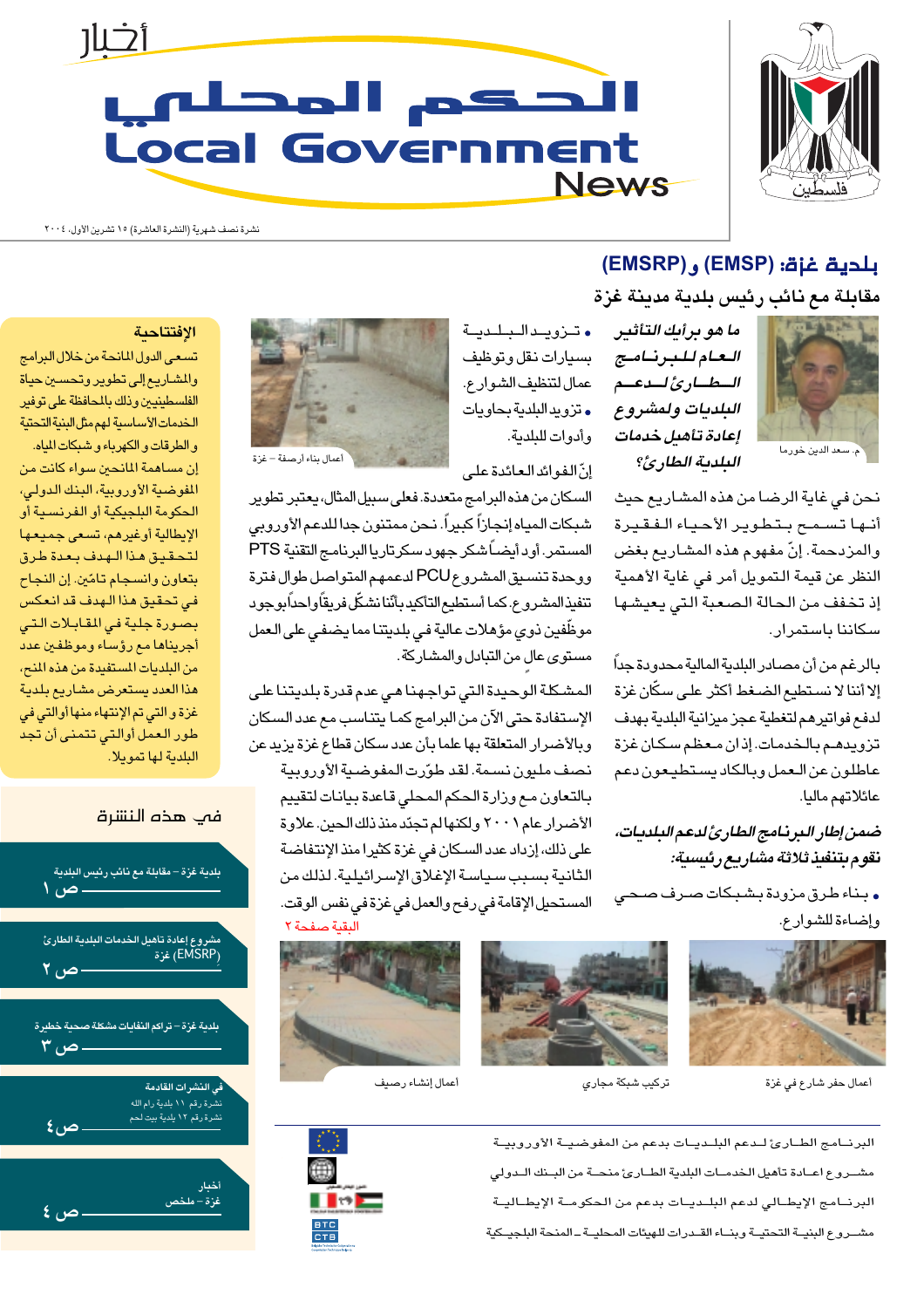# أخبار الحكم المحلي
# Local Government News

نشرة نصف شهرية (النشرة العاشرة) ١٥ تشرين الأول، ٢٠٠٤

## بلدية غزة: (EMSP) و (EMSRP)

### مقابلة مع نائب رئيس بلدية مدينة غزة

م. سعد الدين خورما

***ما هو برأيك التأثير العام للبرنامج الطارئ لدعم البلديات ولمشروع إعادة تأهيل خدمات البلدية الطارئ؟***

نحن في غاية الرضا من هذه المشاريع حيث أنها تسمح بتطوير الأحياء الفقيرة والمزدحمة. إنّ مفهوم هذه المشاريع بغض النظر عن قيمة التمويل أمر في غاية الأهمية إذ تخفف من الحالة الصعبة التي يعيشها سكاننا باستمرار.

بالرغم من أن مصادر البلدية المالية محدودة جداً إلا أننا لا نستطيع الضغط أكثر على سكّان غزة لدفع فواتيرهم لتغطية عجز ميزانية البلدية بهدف تزويدهم بالخدمات. إذ ان معظم سكان غزة عاطلون عن العمل وبالكاد يستطيعون دعم عائلاتهم ماليا.

***ضمن إطار البرنامج الطارئ لدعم البلديات، نقوم بتنفيذ ثلاثة مشاريع رئيسية:***

- بناء طرق مزودة بشبكات صرف صحي وإضاءة للشوارع.
- تزويد البلدية بسيارات نقل وتوظيف عمال لتنظيف الشوارع.
- تزويد البلدية بحاويات وأدوات للبلدية.

أعمال بناء أرصفة – غزة

إنّ الفوائد العائدة على السكان من هذه البرامج متعددة. فعلى سبيل المثال، يعتبر تطوير شبكات المياه إنجازاً كبيراً. نحن ممتنون جدا للدعم الأوروبي المستمر. أود أيضاً شكر جهود سكرتاريا البرنامج التقنية PTS ووحدة تنسيق المشروع PCU لدعمهم المتواصل طوال فترة تنفيذ المشروع. كما أستطيع التأكيد بأننا نشكّل فريقاً واحداً بوجود موظّفين ذوي مؤهلات عالية في بلديتنا مما يضفي على العمل مستوى عالٍ من التبادل والمشاركة.

المشكلة الوحيدة التي تواجهنا هي عدم قدرة بلديتنا على الإستفادة حتى الآن من البرامج كما يتناسب مع عدد السكان وبالأضرار المتعلقة بها علما بأن عدد سكان قطاع غزة يزيد عن نصف مليون نسمة. لقد طوّرت المفوضية الأوروبية بالتعاون مع وزارة الحكم المحلي قاعدة بيانات لتقييم الأضرار عام ٢٠٠١ ولكنها لم تجدّد منذ ذلك الحين. علاوة على ذلك، إزداد عدد السكان في غزة كثيرا منذ الإنتفاضة الثانية بسبب سياسة الإغلاق الإسرائيلية. لذلك من المستحيل الإقامة في رفح والعمل في غزة في نفس الوقت.

البقية صفحة ٢

أعمال حفر شارع في غزة

تركيب شبكة مجاري

أعمال إنشاء رصيف

### الإفتتاحية

تسعى الدول المانحة من خلال البرامج والمشاريع إلى تطوير وتحسين حياة الفلسطينيين وذلك بالمحافظة على توفير الخدمات الأساسية لهم مثل البنية التحتية والطرقات والكهرباء وشبكات المياه.

إن مساهمة المانحين سواء كانت من المفوضية الأوروبية، البنك الدولي، الحكومة البلجيكية أو الفرنسية أو الإيطالية أوغيرهم، تسعى جميعها لتحقيق هذا الهدف بعدة طرق بتعاون وانسجام تامّين. إن النجاح في تحقيق هذا الهدف قد انعكس بصورة جلية في المقابلات التي أجريناها مع رؤساء وموظفين عدد من البلديات المستفيدة من هذه المنح، هذا العدد يستعرض مشاريع بلدية غزة والتي تم الإنتهاء منها وأولتي في طور العمل وألتي تتمنى أن تجد البلدية لها تمويلا.

### في هذه النشرة

- بلدية غزة – مقابلة مع نائب رئيس البلدية — ص ١
- مشروع إعادة تأهيل الخدمات البلدية الطارئ غزة (EMSRP) — ص ٢
- بلدية غزة – تراكم النفايات مشكلة صحية خطيرة — ص ٣
- في النشرات القادمة: نشرة رقم ١١ بلدية رام الله، نشرة رقم ١٢ بلدية بيت لحم — ص ٤
- أخبار غزة – مخلص — ص ٤

البرنامج الطارئ لدعم البلديات بدعم من المفوضية الأوروبية

مشروع اعادة تأهيل الخدمات البلدية الطارئ منحة من البنك الدولي

البرنامج الإيطالي لدعم البلديات بدعم من الحكومة الإيطالية

مشروع البنية التحتية وبناء القدرات للهيئات المحلية – المنحة البلجيكية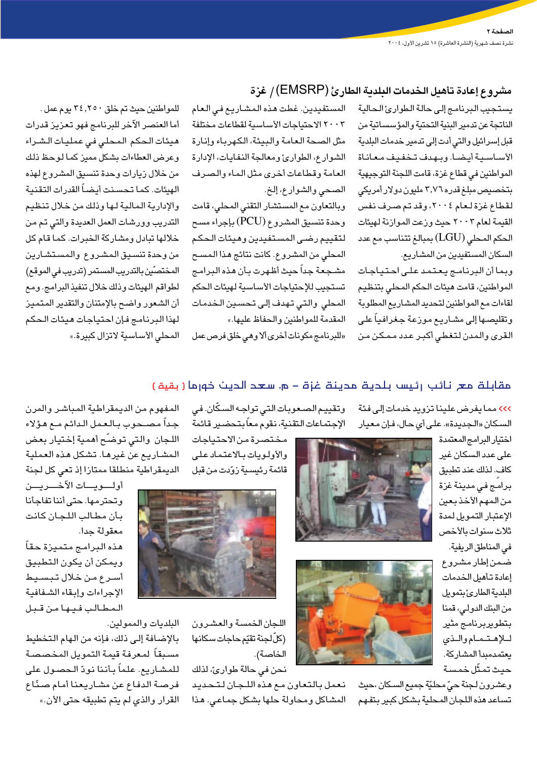## مشروع إعادة تأهيل الخدمات البلدية الطارئ (EMSRP) / غزة

يستجيب البرنامج إلى حالة الطوارئ الحالية الناتجة عن تدمير البنية التحتية والمؤسساتية من قبل إسرائيل والتي أدت إلى تدمير خدمات البلدية الأساسية أيضاً. وبهدف تخفيف معاناة المواطنين في قطاع غزة، قامت اللجنة التوجيهية بتخصيص مبلغ قدره ٣،٧٦ مليون دولار أمريكي لقطاع غزة لعام ٢٠٠٤، وقد تم صرف نفس القيمة لعام ٢٠٠٣ حيث وزعت الموازنة لهيئات الحكم المحلي (LGU) بمبالغ تتناسب مع عدد السكان المستفيدين من المشاريع.

وبما أن البرنامج يعتمد على احتياجات المواطنين، قامت هيئات الحكم المحلي بتنظيم لقاءات مع المواطنين لتحديد المشاريع المطلوبة وتقليصها إلى مشاريع موزعة جغرافياً على القرى والمدن لتغطي أكبر عدد ممكن من المستفيدين. غطت هذه المشاريع في العام ٢٠٠٣ الاحتياجات الأساسية لقطاعات مختلفة مثل الصحة العامة والبيئة، الكهرباء وإنارة الشوارع، الطوارئ ومعالجة النفايات، الإدارة العامة وقطاعات أخرى مثل الماء والصرف الصحي والشوارع، إلخ.

وبالتعاون مع المستشار التقني المحلي، قامت وحدة تنسيق المشروع (PCU) بإجراء مسح لتقييم رضى المستفيدين وهيئات الحكم المحلي من المشروع. كانت نتائج هذا المسح مشجعة جداً حيث أظهرت بأن هذه البرامج تستجيب للإحتياجات الأساسية لهيئات الحكم المحلي والتي تهدف إلى تحسين الخدمات المقدمة للمواطنين والحفاظ عليها.»

«للبرنامج مكونات أخرى ألا وهي خلق فرص عمل للمواطنين حيث تم خلق ٣٤،٢٥٠ يوم عمل. أما العنصر الآخر للبرنامج فهو تعزيز قدرات هيئات الحكم المحلي في عمليات الشراء وعرض العطاءات بشكل مميز كما لوحظ ذلك من خلال زيارات وحدة تنسيق المشروع لهذه الهيئات. كما تحسنت أيضاً القدرات التقنية والإدارية المالية لها وذلك من خلال تنظيم التدريب وورشات العمل العديدة والتي تم من خلالها تبادل ومشاركة الخبرات. كما قام كل من وحدة تنسيق المشروع والمستشارين المختصّين بالتدريب المستمر (تدريب في الموقع) لطواقم الهيئات وذلك خلال تنفيذ البرامج. ومع أن الشعور واضح بالإمتنان والتقدير المتميز لهذا البرنامج فإن احتياجات هيئات الحكم المحلي الأساسية لاتزال كبيرة.»

## مقابلة مع نائب رئيس بلدية مدينة غزة - م. سعد الدين خورما ( بقية )

>>> مما يفرض علينا تزويد خدمات إلى فئة السكان «الجديدة». على أي حال، فإن معيار اختيار البرامج المعتمدة على عدد السكان غير كاف. لذلك عند تطبيق برامج في مدينة غزة من المهم الأخذ بعين الإعتبار التمويل لمدة ثلاث سنوات بالأخص في المناطق الريفية. ضمن إطار مشروع إعادة تأهيل الخدمات البلدية الطارئ بتمويل من البنك الدولي، قمنا بتطوير برنامج مثير للإهتمام والذي يعتمد مبدأ المشاركة. حيث تمثّل خمسة وعشرون لجنة حيّ محليّة جميع السكان، حيث تساعد هذه اللجان المحلية بشكل كبير بتفهم وتقييم الصعوبات التي تواجه السكّان. في الإجتماعات التقنية، نقوم معاً بتحضير قائمة مختصرة من الاحتياجات والأولويات بالاعتماد على قائمة رئيسية زوّدت من قبل اللجان الخمسة والعشرون (كلّ لجنة تقيّم حاجات سكانها الخاصة).

نحن في حالة طوارئ، لذلك نعمل بالتعاون مع هذه اللجان لتحديد المشاكل ومحاولة حلها بشكل جماعي. هذا المفهوم من الديمقراطية المباشر والمرن جداً مصحوب بالعمل الدائم مع هؤلاء اللجان والتي توضّح أهمية إختيار بعض المشاريع عن غيرها. تشكل هذه العملية الديمقراطية منطلقا ممتازا إذ تعي كل لجنة أولويات الآخرين وتحترمها. حتى أننا تفاجأنا بأن مطالب اللجان كانت معقولة جدا. هذه البرامج متميزة حقاً ويمكن أن يكون التطبيق أسرع من خلال تبسيط الإجراءات وإبقاء الشفافية المطالب فيها من قبل البلديات والممولين.

بالإضافة إلى ذلك، فإنه من الهام التخطيط مسبقاً لمعرفة قيمة التمويل المخصصة للمشاريع. علماً بأننا نودّ الحصول على فرصة الدفاع عن مشاريعنا أمام صنّاع القرار والذي لم يتم تطبيقه حتى الآن.»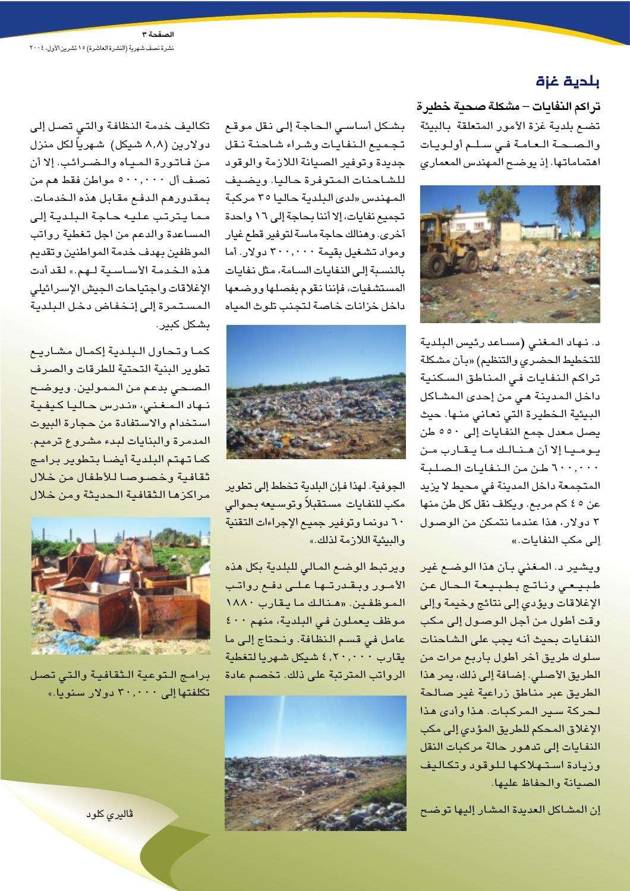## بلدية غزة

### تراكم النفايات – مشكلة صحية خطيرة

تضع بلدية غزة الأمور المتعلقة بالبيئة والصحة العامة في سلم أولويات اهتماماتها. إذ يوضح المهندس المعماري

د. نهاد المغني (مساعد رئيس البلدية للتخطيط الحضري والتنظيم) «بأن مشكلة تراكم النفايات في المناطق السكنية داخل المدينة هي من إحدى المشاكل البيئية الخطيرة التي نعاني منها. حيث يصل معدل جمع النفايات إلى ٥٥٠ طن يوميا إلا أن هنالك ما يقارب من ٦٠٠,٠٠٠ طن من النفايات الصلبة المتجمعة داخل المدينة في محيط لا يزيد عن ٤٥ كم مربع. ويكلف نقل كل طن منها ٣ دولار، هذا عندما نتمكن من الوصول إلى مكب النفايات.»

ويشير د. المغني بأن هذا الوضع غير طبيعي وناتج بطبيعة الحال عن الإغلاقات ويؤدي إلى نتائج وخيمة وإلى وقت أطول من أجل الوصول إلى مكب النفايات بحيث أنه يجب على الشاحنات سلوك طريق آخر أطول بأربع مرات من الطريق الأصلي. إضافة إلى ذلك، يمر هذا الطريق عبر مناطق زراعية غير صالحة لحركة سير المركبات. هذا وأدى هذا الإغلاق المحكم للطريق المؤدي إلى مكب النفايات إلى تدهور حالة مركبات النقل وزيادة استهلاكها للوقود وتكاليف الصيانة والحفاظ عليها.

إن المشاكل العديدة المشار إليها توضح بشكل أساسي الحاجة إلى نقل موقع تجميع النفايات وشراء شاحنة نقل جديدة وتوفير الصيانة اللازمة والوقود للشاحنات المتوفرة حاليا. ويضيف المهندس «لدى البلدية حاليا ٣٥ مركبة تجميع نفايات، إلا أننا بحاجة إلى ١٦ واحدة أخرى. وهنالك حاجة ماسة لتوفير قطع غيار ومواد تشغيل بقيمة ٣٠٠,٠٠٠ دولار. أما بالنسبة إلى النفايات السامة، مثل نفايات المستشفيات، فإننا نقوم بفصلها ووضعها داخل خزانات خاصة لتجنب تلوث المياه الجوفية. لهذا فإن البلدية تخطط إلى تطوير مكب للنفايات مستقبلاً وتوسيعه بحوالي ٦٠ دونما وتوفير جميع الإجراءات التقنية والبيئية اللازمة لذلك.»

ويرتبط الوضع المالي للبلدية بكل هذه الأمور وبقدرتها على دفع رواتب الموظفين. «هنالك ما يقارب ١٨٨٠ موظف يعملون في البلدية، منهم ٤٠٠ عامل في قسم النظافة. ونحتاج إلى ما يقارب ٤,٢٠٠,٠٠٠ شيكل شهريا لتغطية الرواتب المترتبة على ذلك. تخصص عادة تكاليف خدمة النظافة والتي تصل إلى دولارين (٨,٨ شيكل) شهرياً لكل منزل من فاتورة المياه والضرائب. إلا أن نصف أل ٥٠٠,٠٠٠ مواطن فقط هم من بمقدورهم الدفع مقابل هذه الخدمات. مما يترتب عليه حاجة البلدية إلى المساعدة والدعم من اجل تغطية رواتب الموظفين بهدف خدمة المواطنين وتقديم هذه الخدمة الأساسية لهم.» لقد أدت الإغلاقات واجتياحات الجيش الإسرائيلي المستمرة إلى إنخفاض دخل البلدية بشكل كبير.

كما وتحاول البلدية إكمال مشاريع تطوير البنية التحتية للطرقات والصرف الصحي بدعم من الممولين. ويوضح نهاد المغني، «ندرس حاليا كيفية استخدام والاستفادة من حجارة البيوت المدمرة والبنايات لبدء مشروع ترميم. كما تهتم البلدية أيضا بتطوير برامج ثقافية وخصوصا للأطفال من خلال مراكزها الثقافية الحديثة ومن خلال برامج التوعية الثقافية والتي تصل تكلفتها إلى ٣٠,٠٠٠ دولار سنويا.»

ڤاليري كلود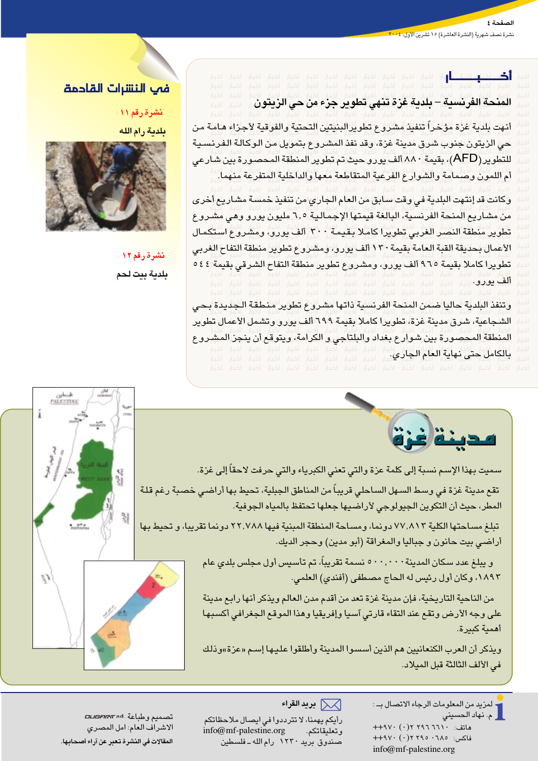## أخبار

### المنحة الفرنسية – بلدية غزة تنهي تطوير جزء من حي الزيتون

أنهت بلدية غزة مؤخراً تنفيذ مشروع تطوير البنيتين التحتية والفوقية لأجزاء هامة من حي الزيتون جنوب شرق مدينة غزة، وقد نفذ المشروع بتمويل من الوكالة الفرنسية للتطوير(AFD)، بقيمة ٨٨٠ ألف يورو حيث تم تطوير المنطقة المحصورة بين شارعي أم اللمون وصمامة والشوارع الفرعية المتقاطعة معهما والداخلية المتفرعة منهما.

وكانت قد إنتهت البلدية في وقت سابق من العام الجاري من تنفيذ خمسة مشاريع أخرى من مشاريع المنحة الفرنسية، البالغة قيمتها الإجمالية ٦,٥ مليون يورو وهي مشروع تطوير منطقة النصر الغربي تطويرا كاملا بقيمة ٣٠٠ ألف يورو، ومشروع استكمال الأعمال بحديقة القبة العامة بقيمة ١٣٠ ألف يورو، ومشروع تطوير منطقة التفاح الغربي تطويرا كاملا بقيمة ٩٦٥ ألف يورو، ومشروع تطوير منطقة التفاح الشرقي بقيمة ٥٤٤ ألف يورو.

وتنفذ البلدية حاليا ضمن المنحة الفرنسية ذاتها مشروع تطوير منطقة الجديدة بحي الشجاعية، شرق مدينة غزة، تطويرا كاملا بقيمة ٦٩٩ ألف يورو وتشمل الأعمال تطوير المنطقة المحصورة بين شوارع بغداد والبلتاجي و الكرامة، ويتوقع أن ينجز المشروع بالكامل حتى نهاية العام الجاري.

## في النشرات القادمة

نشرة رقم ١١

بلدية رام الله

نشرة رقم ١٢

بلدية بيت لحم

## مدينة غزة

سميت بهذا الإسم نسبة إلى كلمة عزة والتي تعني الكبرياء والتي حرفت لاحقاً إلى غزة.

تقع مدينة غزة في وسط السهل الساحلي قريباً من المناطق الجبلية، تحيط بها أراضي خصبة رغم قلة المطر، حيث أن التكوين الجيولوجي لأراضيها جعلها تحتفظ بالمياه الجوفية.

تبلغ مساحتها الكلية ٧٧,٨١٣ دونما، ومساحة المنطقة المبنية فيها ٢٢,٧٨٨ دونما تقريبا، و تحيط بها أراضي بيت حانون و جباليا والمغراقة (أبو مدين) وحجر الديك.

و يبلغ عدد سكان المدينة ٥٠٠,٠٠٠ نسمة تقريباً، تم تأسيس أول مجلس بلدي عام ١٨٩٣، وكان أول رئيس له الحاج مصطفى (أفندي) العلمي.

من الناحية التاريخية، فإن مدينة غزة تعد من أقدم مدن العالم ويذكر أنها رابع مدينة على وجه الأرض وتقع عند التقاء قارتي آسيا وإفريقيا وهذا الموقع الجغرافي أكسبها أهمية كبيرة.

ويذكر أن العرب الكنعانيين هم الذين أسسوا المدينة وأطلقوا عليها إسم «عزة»وذلك في الألف الثالثة قبل الميلاد.

---

لمزيد من المعلومات الرجاء الاتصال بـ :
م. نهاد الحسيني
هاتف: ٦٦١٠ ٢٩٦ (٠)٢ ٩٧٠++
فاكس: ٠٦٨٥ ٢٩٥ (٠)٢ ٩٧٠++
info@mf-palestine.org

**بريد القراء**

رأيكم يهمنا، لا تترددوا في ايصال ملاحظاتكم وتعليقاتكم. info@mf-palestine.org
صندوق بريد ١٢٣٠ رام الله ـ فلسطين

تصميم وطباعة: DUGARIT ad.
الاشراف العام: امل المصري
**المقالات في النشرة تعبر عن آراء أصحابها.**